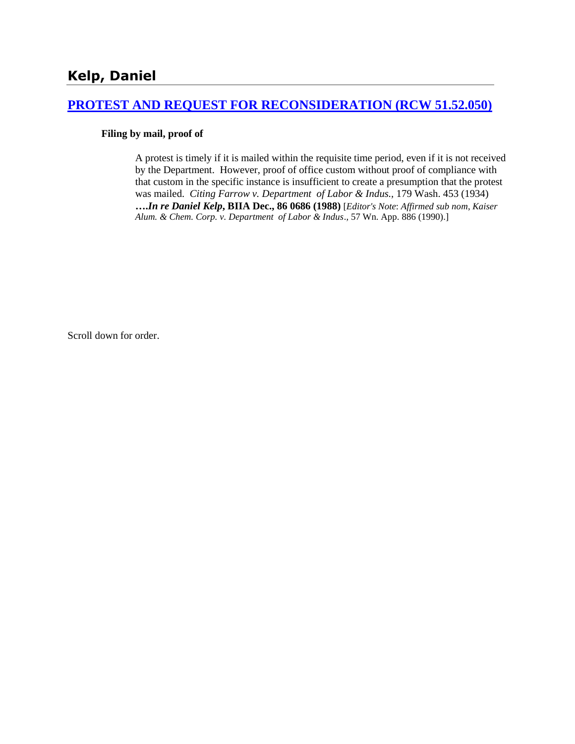## Kelp, Daniel

### [PROTEST AND REQUEST FOR RECONSIDERATION (RCW 51.52.050)]

**Filing by mail, proof of**

> A protest is timely if it is mailed within the requisite time period, even if it is not received by the Department. However, proof of office custom without proof of compliance with that custom in the specific instance is insufficient to create a presumption that the protest was mailed. *Citing Farrow v. Department of Labor & Indus.,* 179 Wash. 453 (1934) ***….In re Daniel Kelp*, BIIA Dec., 86 0686 (1988)** [*Editor's Note*: *Affirmed sub nom*, *Kaiser Alum. & Chem. Corp. v. Department of Labor & Indus*., 57 Wn. App. 886 (1990).]

Scroll down for order.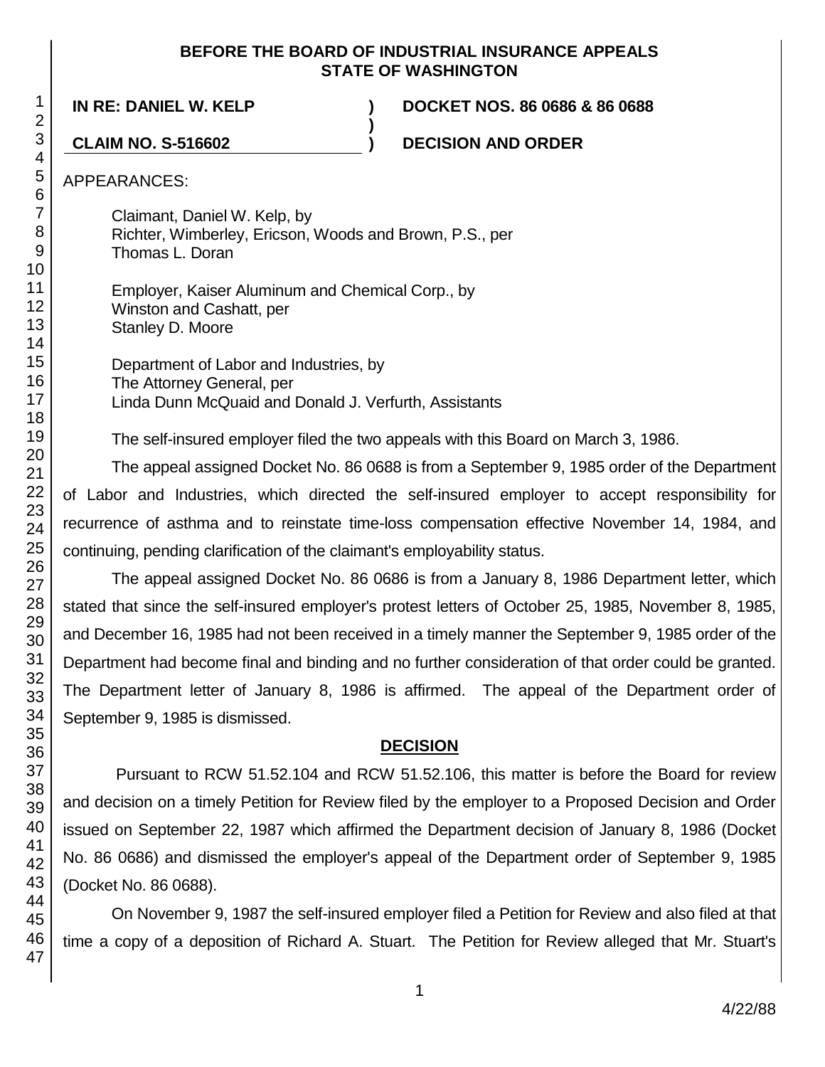**BEFORE THE BOARD OF INDUSTRIAL INSURANCE APPEALS**
**STATE OF WASHINGTON**

**IN RE: DANIEL W. KELP** ) **DOCKET NOS. 86 0686 & 86 0688**
)
**CLAIM NO. S-516602** ) **DECISION AND ORDER**

APPEARANCES:

Claimant, Daniel W. Kelp, by
Richter, Wimberley, Ericson, Woods and Brown, P.S., per
Thomas L. Doran

Employer, Kaiser Aluminum and Chemical Corp., by
Winston and Cashatt, per
Stanley D. Moore

Department of Labor and Industries, by
The Attorney General, per
Linda Dunn McQuaid and Donald J. Verfurth, Assistants

The self-insured employer filed the two appeals with this Board on March 3, 1986.

The appeal assigned Docket No. 86 0688 is from a September 9, 1985 order of the Department of Labor and Industries, which directed the self-insured employer to accept responsibility for recurrence of asthma and to reinstate time-loss compensation effective November 14, 1984, and continuing, pending clarification of the claimant's employability status.

The appeal assigned Docket No. 86 0686 is from a January 8, 1986 Department letter, which stated that since the self-insured employer's protest letters of October 25, 1985, November 8, 1985, and December 16, 1985 had not been received in a timely manner the September 9, 1985 order of the Department had become final and binding and no further consideration of that order could be granted. The Department letter of January 8, 1986 is affirmed. The appeal of the Department order of September 9, 1985 is dismissed.

## DECISION

Pursuant to RCW 51.52.104 and RCW 51.52.106, this matter is before the Board for review and decision on a timely Petition for Review filed by the employer to a Proposed Decision and Order issued on September 22, 1987 which affirmed the Department decision of January 8, 1986 (Docket No. 86 0686) and dismissed the employer's appeal of the Department order of September 9, 1985 (Docket No. 86 0688).

On November 9, 1987 the self-insured employer filed a Petition for Review and also filed at that time a copy of a deposition of Richard A. Stuart. The Petition for Review alleged that Mr. Stuart's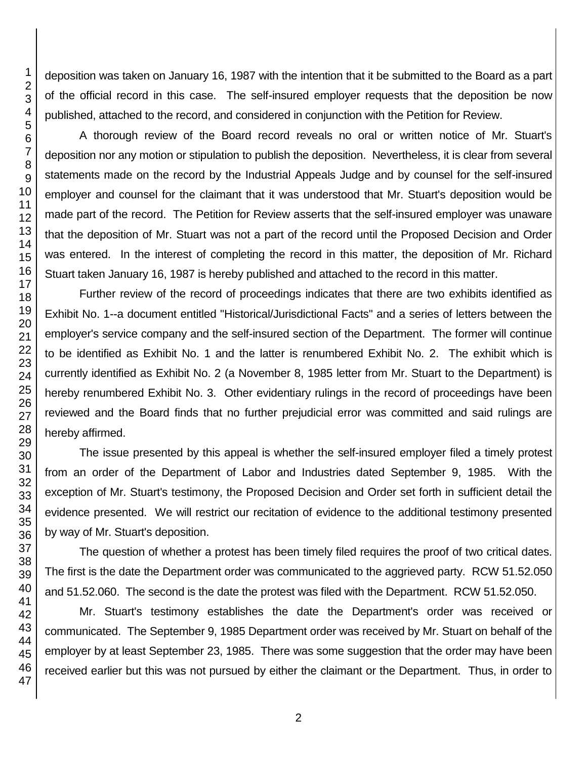deposition was taken on January 16, 1987 with the intention that it be submitted to the Board as a part of the official record in this case. The self-insured employer requests that the deposition be now published, attached to the record, and considered in conjunction with the Petition for Review.

A thorough review of the Board record reveals no oral or written notice of Mr. Stuart's deposition nor any motion or stipulation to publish the deposition. Nevertheless, it is clear from several statements made on the record by the Industrial Appeals Judge and by counsel for the self-insured employer and counsel for the claimant that it was understood that Mr. Stuart's deposition would be made part of the record. The Petition for Review asserts that the self-insured employer was unaware that the deposition of Mr. Stuart was not a part of the record until the Proposed Decision and Order was entered. In the interest of completing the record in this matter, the deposition of Mr. Richard Stuart taken January 16, 1987 is hereby published and attached to the record in this matter.

Further review of the record of proceedings indicates that there are two exhibits identified as Exhibit No. 1--a document entitled "Historical/Jurisdictional Facts" and a series of letters between the employer's service company and the self-insured section of the Department. The former will continue to be identified as Exhibit No. 1 and the latter is renumbered Exhibit No. 2. The exhibit which is currently identified as Exhibit No. 2 (a November 8, 1985 letter from Mr. Stuart to the Department) is hereby renumbered Exhibit No. 3. Other evidentiary rulings in the record of proceedings have been reviewed and the Board finds that no further prejudicial error was committed and said rulings are hereby affirmed.

The issue presented by this appeal is whether the self-insured employer filed a timely protest from an order of the Department of Labor and Industries dated September 9, 1985. With the exception of Mr. Stuart's testimony, the Proposed Decision and Order set forth in sufficient detail the evidence presented. We will restrict our recitation of evidence to the additional testimony presented by way of Mr. Stuart's deposition.

The question of whether a protest has been timely filed requires the proof of two critical dates. The first is the date the Department order was communicated to the aggrieved party. RCW 51.52.050 and 51.52.060. The second is the date the protest was filed with the Department. RCW 51.52.050.

Mr. Stuart's testimony establishes the date the Department's order was received or communicated. The September 9, 1985 Department order was received by Mr. Stuart on behalf of the employer by at least September 23, 1985. There was some suggestion that the order may have been received earlier but this was not pursued by either the claimant or the Department. Thus, in order to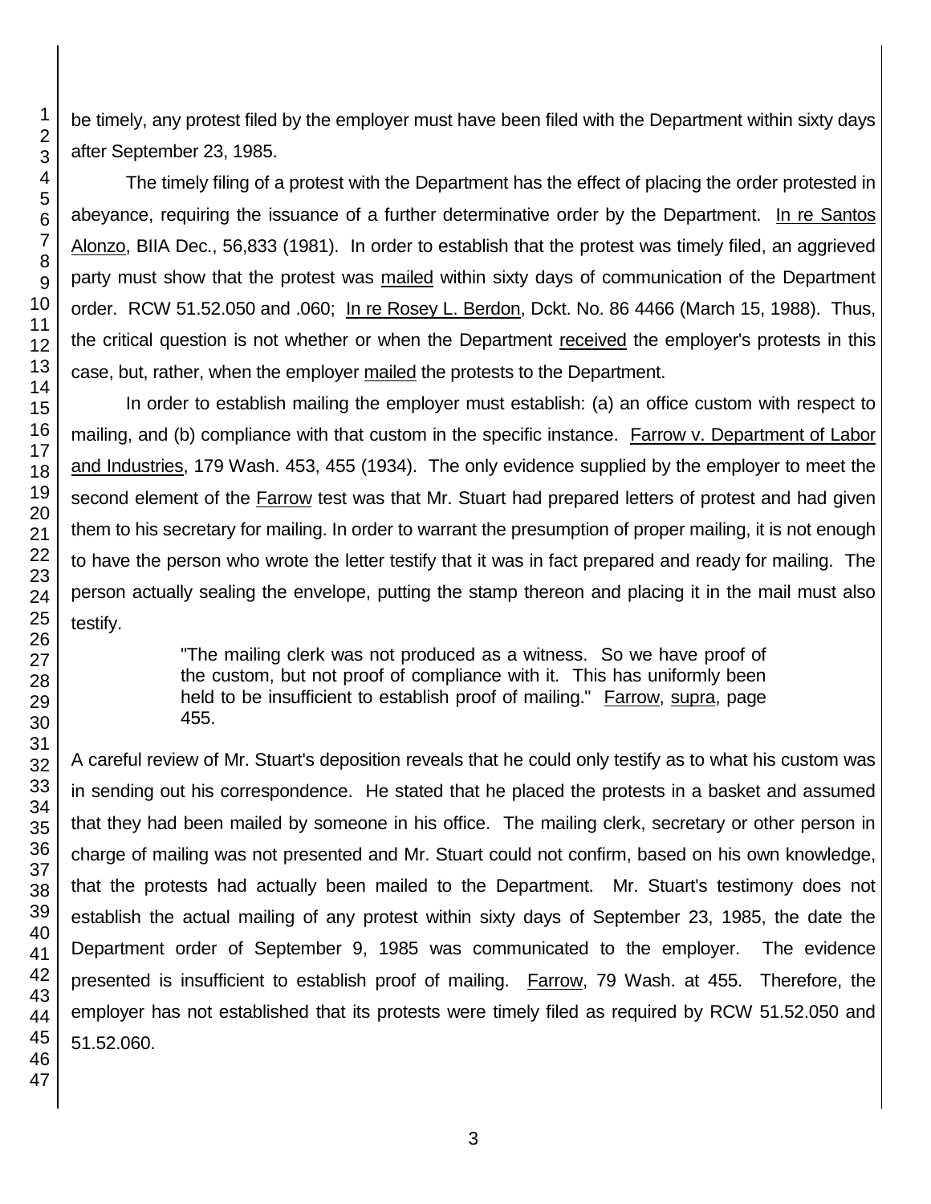be timely, any protest filed by the employer must have been filed with the Department within sixty days after September 23, 1985.

The timely filing of a protest with the Department has the effect of placing the order protested in abeyance, requiring the issuance of a further determinative order by the Department. In re Santos Alonzo, BIIA Dec., 56,833 (1981). In order to establish that the protest was timely filed, an aggrieved party must show that the protest was mailed within sixty days of communication of the Department order. RCW 51.52.050 and .060; In re Rosey L. Berdon, Dckt. No. 86 4466 (March 15, 1988). Thus, the critical question is not whether or when the Department received the employer's protests in this case, but, rather, when the employer mailed the protests to the Department.

In order to establish mailing the employer must establish: (a) an office custom with respect to mailing, and (b) compliance with that custom in the specific instance. Farrow v. Department of Labor and Industries, 179 Wash. 453, 455 (1934). The only evidence supplied by the employer to meet the second element of the Farrow test was that Mr. Stuart had prepared letters of protest and had given them to his secretary for mailing. In order to warrant the presumption of proper mailing, it is not enough to have the person who wrote the letter testify that it was in fact prepared and ready for mailing. The person actually sealing the envelope, putting the stamp thereon and placing it in the mail must also testify.

> "The mailing clerk was not produced as a witness. So we have proof of the custom, but not proof of compliance with it. This has uniformly been held to be insufficient to establish proof of mailing." Farrow, supra, page 455.

A careful review of Mr. Stuart's deposition reveals that he could only testify as to what his custom was in sending out his correspondence. He stated that he placed the protests in a basket and assumed that they had been mailed by someone in his office. The mailing clerk, secretary or other person in charge of mailing was not presented and Mr. Stuart could not confirm, based on his own knowledge, that the protests had actually been mailed to the Department. Mr. Stuart's testimony does not establish the actual mailing of any protest within sixty days of September 23, 1985, the date the Department order of September 9, 1985 was communicated to the employer. The evidence presented is insufficient to establish proof of mailing. Farrow, 79 Wash. at 455. Therefore, the employer has not established that its protests were timely filed as required by RCW 51.52.050 and 51.52.060.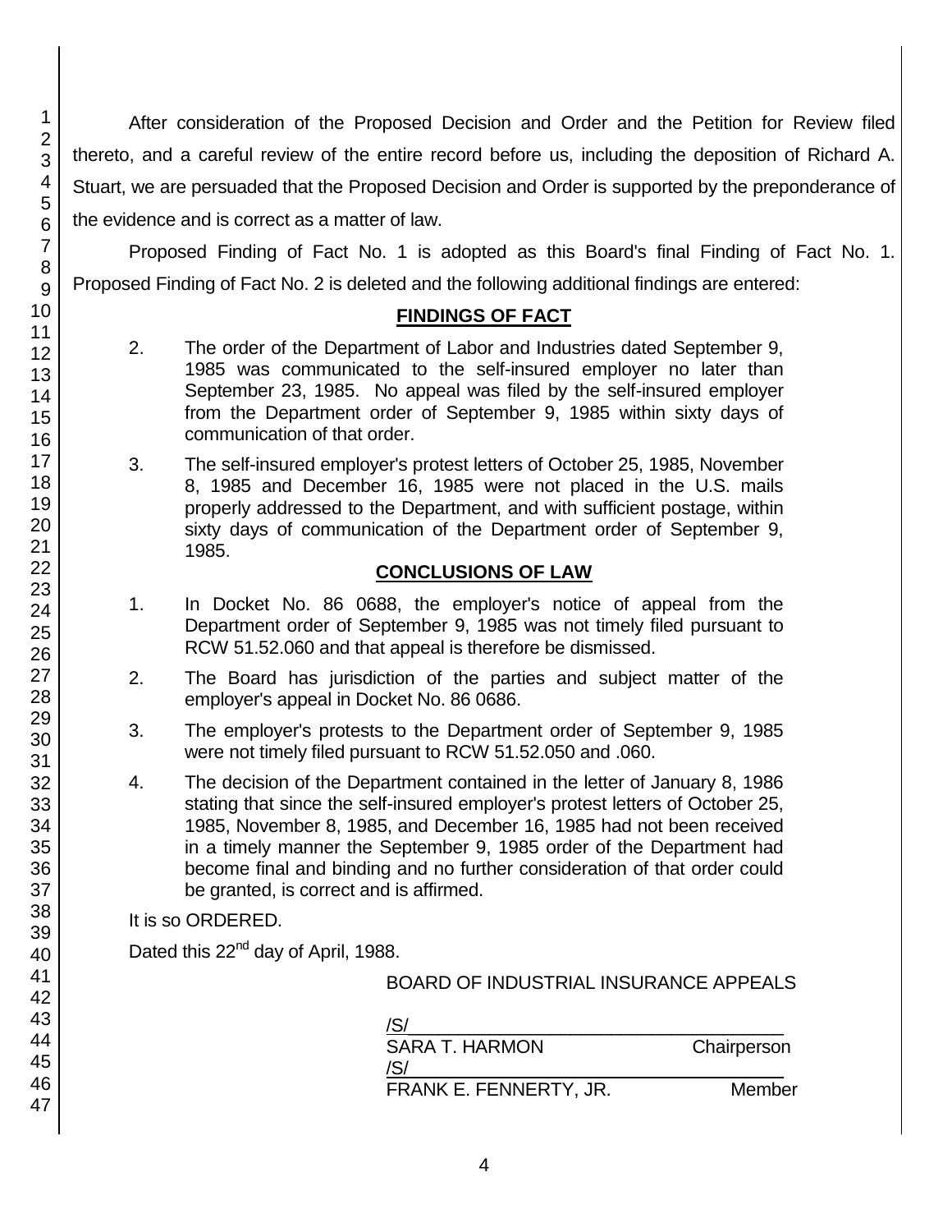After consideration of the Proposed Decision and Order and the Petition for Review filed thereto, and a careful review of the entire record before us, including the deposition of Richard A. Stuart, we are persuaded that the Proposed Decision and Order is supported by the preponderance of the evidence and is correct as a matter of law.

Proposed Finding of Fact No. 1 is adopted as this Board's final Finding of Fact No. 1. Proposed Finding of Fact No. 2 is deleted and the following additional findings are entered:

## FINDINGS OF FACT

2. The order of the Department of Labor and Industries dated September 9, 1985 was communicated to the self-insured employer no later than September 23, 1985. No appeal was filed by the self-insured employer from the Department order of September 9, 1985 within sixty days of communication of that order.

3. The self-insured employer's protest letters of October 25, 1985, November 8, 1985 and December 16, 1985 were not placed in the U.S. mails properly addressed to the Department, and with sufficient postage, within sixty days of communication of the Department order of September 9, 1985.

## CONCLUSIONS OF LAW

1. In Docket No. 86 0688, the employer's notice of appeal from the Department order of September 9, 1985 was not timely filed pursuant to RCW 51.52.060 and that appeal is therefore be dismissed.

2. The Board has jurisdiction of the parties and subject matter of the employer's appeal in Docket No. 86 0686.

3. The employer's protests to the Department order of September 9, 1985 were not timely filed pursuant to RCW 51.52.050 and .060.

4. The decision of the Department contained in the letter of January 8, 1986 stating that since the self-insured employer's protest letters of October 25, 1985, November 8, 1985, and December 16, 1985 had not been received in a timely manner the September 9, 1985 order of the Department had become final and binding and no further consideration of that order could be granted, is correct and is affirmed.

It is so ORDERED.

Dated this 22nd day of April, 1988.

BOARD OF INDUSTRIAL INSURANCE APPEALS

/S/
SARA T. HARMON Chairperson

/S/
FRANK E. FENNERTY, JR. Member